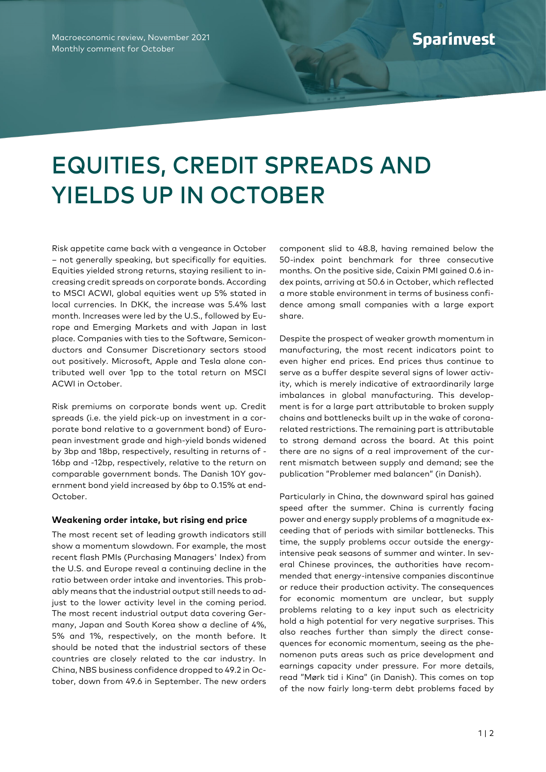Macroeconomic review, November 2021
Monthly comment for October

# EQUITIES, CREDIT SPREADS AND YIELDS UP IN OCTOBER

Risk appetite came back with a vengeance in October – not generally speaking, but specifically for equities. Equities yielded strong returns, staying resilient to increasing credit spreads on corporate bonds. According to MSCI ACWI, global equities went up 5% stated in local currencies. In DKK, the increase was 5.4% last month. Increases were led by the U.S., followed by Europe and Emerging Markets and with Japan in last place. Companies with ties to the Software, Semiconductors and Consumer Discretionary sectors stood out positively. Microsoft, Apple and Tesla alone contributed well over 1pp to the total return on MSCI ACWI in October.

Risk premiums on corporate bonds went up. Credit spreads (i.e. the yield pick-up on investment in a corporate bond relative to a government bond) of European investment grade and high-yield bonds widened by 3bp and 18bp, respectively, resulting in returns of -16bp and -12bp, respectively, relative to the return on comparable government bonds. The Danish 10Y government bond yield increased by 6bp to 0.15% at end-October.

### Weakening order intake, but rising end price

The most recent set of leading growth indicators still show a momentum slowdown. For example, the most recent flash PMIs (Purchasing Managers' Index) from the U.S. and Europe reveal a continuing decline in the ratio between order intake and inventories. This probably means that the industrial output still needs to adjust to the lower activity level in the coming period. The most recent industrial output data covering Germany, Japan and South Korea show a decline of 4%, 5% and 1%, respectively, on the month before. It should be noted that the industrial sectors of these countries are closely related to the car industry. In China, NBS business confidence dropped to 49.2 in October, down from 49.6 in September. The new orders component slid to 48.8, having remained below the 50-index point benchmark for three consecutive months. On the positive side, Caixin PMI gained 0.6 index points, arriving at 50.6 in October, which reflected a more stable environment in terms of business confidence among small companies with a large export share.

Despite the prospect of weaker growth momentum in manufacturing, the most recent indicators point to even higher end prices. End prices thus continue to serve as a buffer despite several signs of lower activity, which is merely indicative of extraordinarily large imbalances in global manufacturing. This development is for a large part attributable to broken supply chains and bottlenecks built up in the wake of corona-related restrictions. The remaining part is attributable to strong demand across the board. At this point there are no signs of a real improvement of the current mismatch between supply and demand; see the publication "Problemer med balancen" (in Danish).

Particularly in China, the downward spiral has gained speed after the summer. China is currently facing power and energy supply problems of a magnitude exceeding that of periods with similar bottlenecks. This time, the supply problems occur outside the energy-intensive peak seasons of summer and winter. In several Chinese provinces, the authorities have recommended that energy-intensive companies discontinue or reduce their production activity. The consequences for economic momentum are unclear, but supply problems relating to a key input such as electricity hold a high potential for very negative surprises. This also reaches further than simply the direct consequences for economic momentum, seeing as the phenomenon puts areas such as price development and earnings capacity under pressure. For more details, read "Mørk tid i Kina" (in Danish). This comes on top of the now fairly long-term debt problems faced by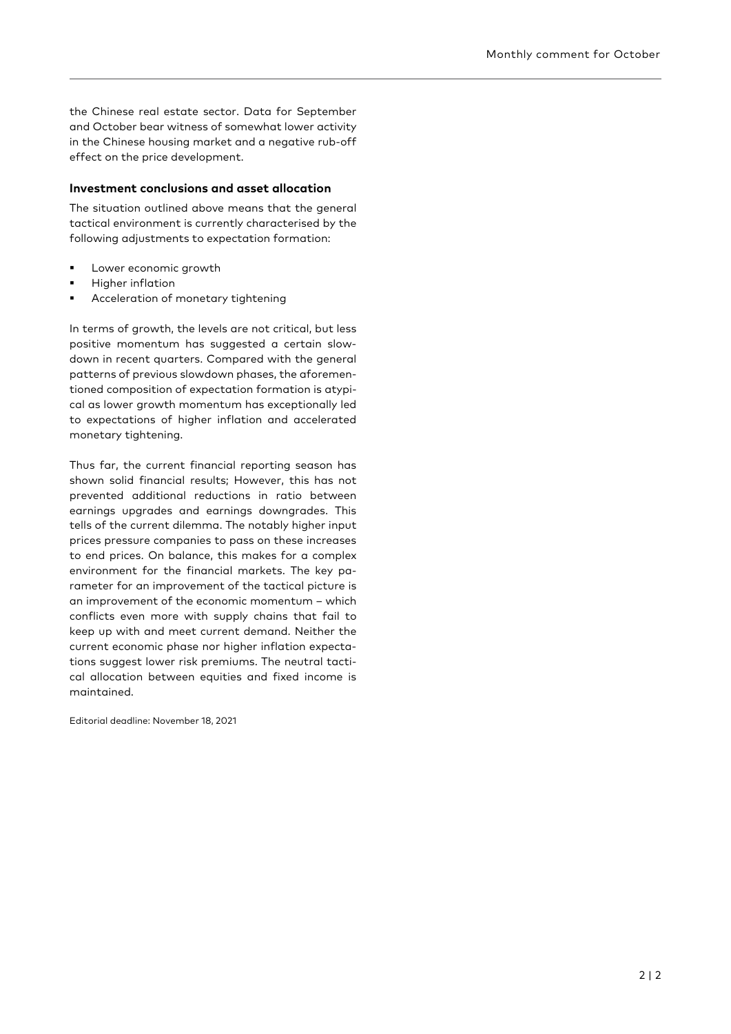the Chinese real estate sector. Data for September and October bear witness of somewhat lower activity in the Chinese housing market and a negative rub-off effect on the price development.

### Investment conclusions and asset allocation

The situation outlined above means that the general tactical environment is currently characterised by the following adjustments to expectation formation:

- Lower economic growth
- Higher inflation
- Acceleration of monetary tightening

In terms of growth, the levels are not critical, but less positive momentum has suggested a certain slowdown in recent quarters. Compared with the general patterns of previous slowdown phases, the aforementioned composition of expectation formation is atypical as lower growth momentum has exceptionally led to expectations of higher inflation and accelerated monetary tightening.

Thus far, the current financial reporting season has shown solid financial results; However, this has not prevented additional reductions in ratio between earnings upgrades and earnings downgrades. This tells of the current dilemma. The notably higher input prices pressure companies to pass on these increases to end prices. On balance, this makes for a complex environment for the financial markets. The key parameter for an improvement of the tactical picture is an improvement of the economic momentum – which conflicts even more with supply chains that fail to keep up with and meet current demand. Neither the current economic phase nor higher inflation expectations suggest lower risk premiums. The neutral tactical allocation between equities and fixed income is maintained.

Editorial deadline: November 18, 2021